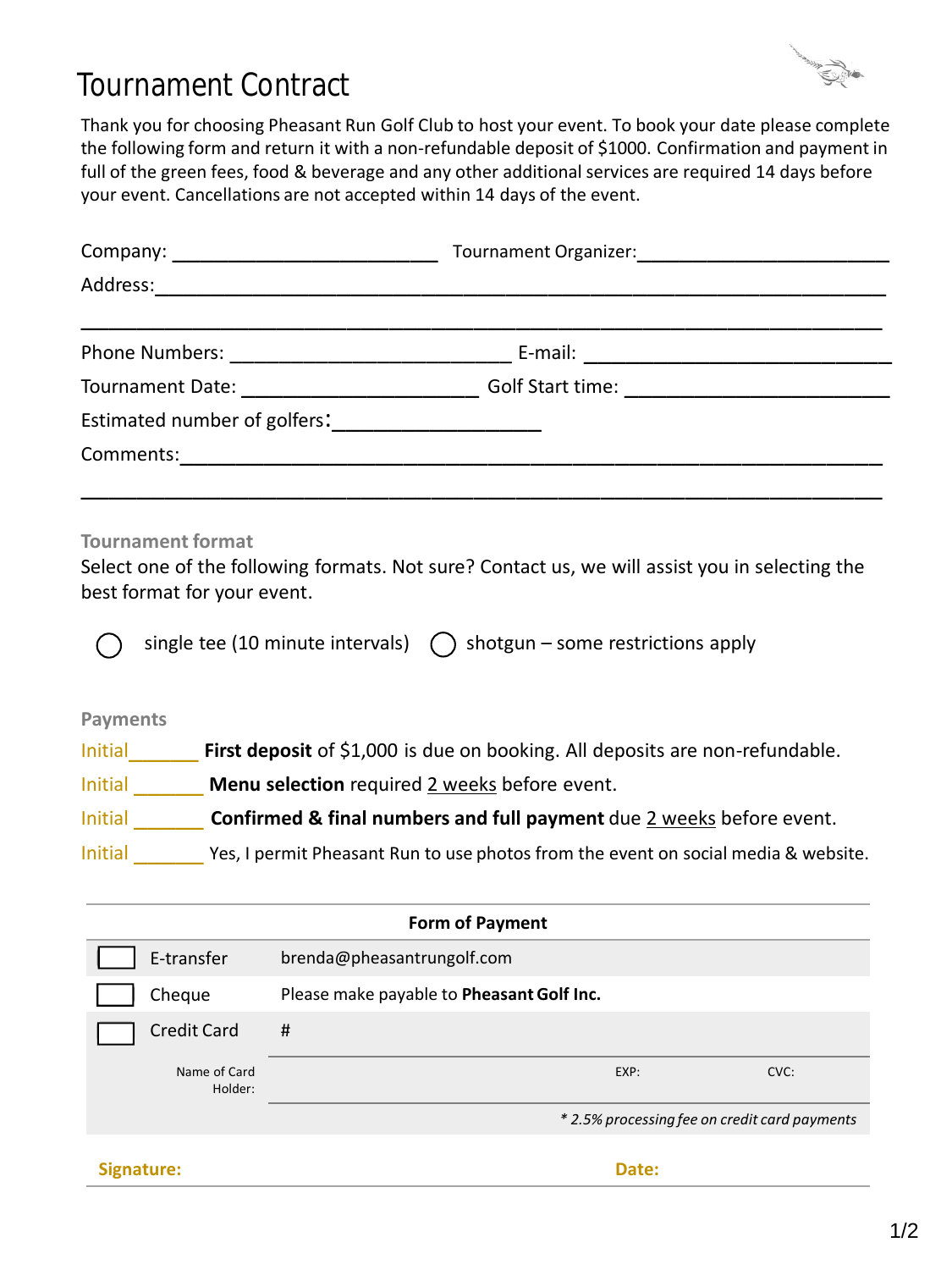# Tournament Contract

Thank you for choosing Pheasant Run Golf Club to host your event. To book your date please complete the following form and return it with a non-refundable deposit of $1000. Confirmation and payment in full of the green fees, food & beverage and any other additional services are required 14 days before your event. Cancellations are not accepted within 14 days of the event.

Company: ________________________ Tournament Organizer:________________________

Address:____________________________________________________________________

____________________________________________________________________________

Phone Numbers: __________________________ E-mail: ____________________________

Tournament Date: _____________________ Golf Start time: ________________________

Estimated number of golfers:___________________

Comments:__________________________________________________________________

____________________________________________________________________________

## Tournament format

Select one of the following formats. Not sure? Contact us, we will assist you in selecting the best format for your event.

◯ single tee (10 minute intervals) ◯ shotgun – some restrictions apply

## Payments

Initial______ **First deposit** of $1,000 is due on booking. All deposits are non-refundable.

Initial ______ **Menu selection** required 2 weeks before event.

Initial ______ **Confirmed & final numbers and full payment** due 2 weeks before event.

Initial ______ Yes, I permit Pheasant Run to use photos from the event on social media & website.

| | **Form of Payment** | | | |
|---|---|---|---|---|
| ☐ | E-transfer | brenda@pheasantrungolf.com | | |
| ☐ | Cheque | Please make payable to **Pheasant Golf Inc.** | | |
| ☐ | Credit Card | # | | |
| | Name of Card Holder: | | EXP: | CVC: |
| | | *\* 2.5% processing fee on credit card payments* | | |

**Signature:** **Date:**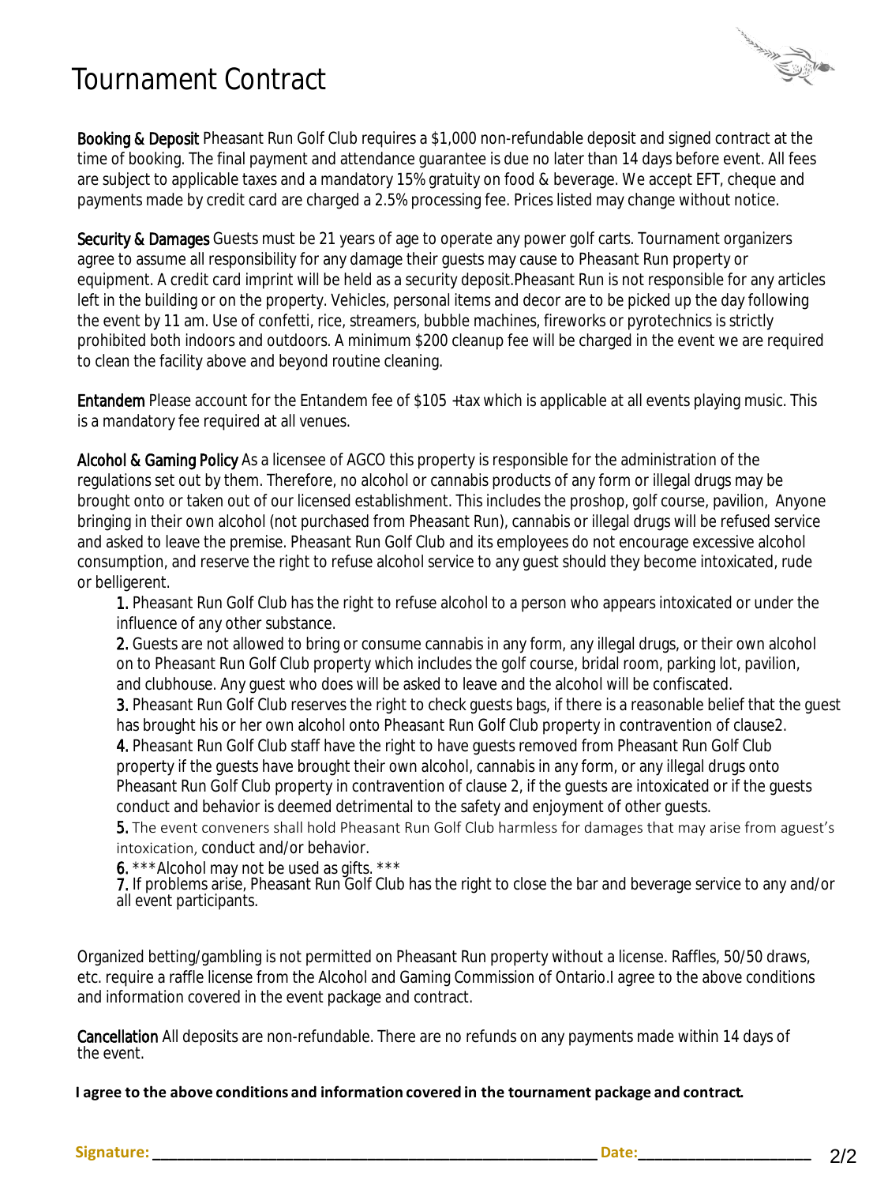# Tournament Contract

**Booking & Deposit** Pheasant Run Golf Club requires a $1,000 non-refundable deposit and signed contract at the time of booking. The final payment and attendance guarantee is due no later than 14 days before event. All fees are subject to applicable taxes and a mandatory 15% gratuity on food & beverage. We accept EFT, cheque and payments made by credit card are charged a 2.5% processing fee. Prices listed may change without notice.

**Security & Damages** Guests must be 21 years of age to operate any power golf carts. Tournament organizers agree to assume all responsibility for any damage their guests may cause to Pheasant Run property or equipment. A credit card imprint will be held as a security deposit.Pheasant Run is not responsible for any articles left in the building or on the property. Vehicles, personal items and decor are to be picked up the day following the event by 11 am. Use of confetti, rice, streamers, bubble machines, fireworks or pyrotechnics is strictly prohibited both indoors and outdoors. A minimum $200 cleanup fee will be charged in the event we are required to clean the facility above and beyond routine cleaning.

**Entandem** Please account for the Entandem fee of $105 +tax which is applicable at all events playing music. This is a mandatory fee required at all venues.

**Alcohol & Gaming Policy** As a licensee of AGCO this property is responsible for the administration of the regulations set out by them. Therefore, no alcohol or cannabis products of any form or illegal drugs may be brought onto or taken out of our licensed establishment. This includes the proshop, golf course, pavilion, Anyone bringing in their own alcohol (not purchased from Pheasant Run), cannabis or illegal drugs will be refused service and asked to leave the premise. Pheasant Run Golf Club and its employees do not encourage excessive alcohol consumption, and reserve the right to refuse alcohol service to any guest should they become intoxicated, rude or belligerent.

1. Pheasant Run Golf Club has the right to refuse alcohol to a person who appears intoxicated or under the influence of any other substance.
2. Guests are not allowed to bring or consume cannabis in any form, any illegal drugs, or their own alcohol on to Pheasant Run Golf Club property which includes the golf course, bridal room, parking lot, pavilion, and clubhouse. Any guest who does will be asked to leave and the alcohol will be confiscated.
3. Pheasant Run Golf Club reserves the right to check guests bags, if there is a reasonable belief that the guest has brought his or her own alcohol onto Pheasant Run Golf Club property in contravention of clause2.
4. Pheasant Run Golf Club staff have the right to have guests removed from Pheasant Run Golf Club property if the guests have brought their own alcohol, cannabis in any form, or any illegal drugs onto Pheasant Run Golf Club property in contravention of clause 2, if the guests are intoxicated or if the guests conduct and behavior is deemed detrimental to the safety and enjoyment of other guests.
5. The event conveners shall hold Pheasant Run Golf Club harmless for damages that may arise from aguest's intoxication, conduct and/or behavior.
6. ***Alcohol may not be used as gifts. ***
7. If problems arise, Pheasant Run Golf Club has the right to close the bar and beverage service to any and/or all event participants.

Organized betting/gambling is not permitted on Pheasant Run property without a license. Raffles, 50/50 draws, etc. require a raffle license from the Alcohol and Gaming Commission of Ontario.I agree to the above conditions and information covered in the event package and contract.

**Cancellation** All deposits are non-refundable. There are no refunds on any payments made within 14 days of the event.

**I agree to the above conditions and information covered in the tournament package and contract.**

**Signature:** ______________________________ **Date:** ____________________